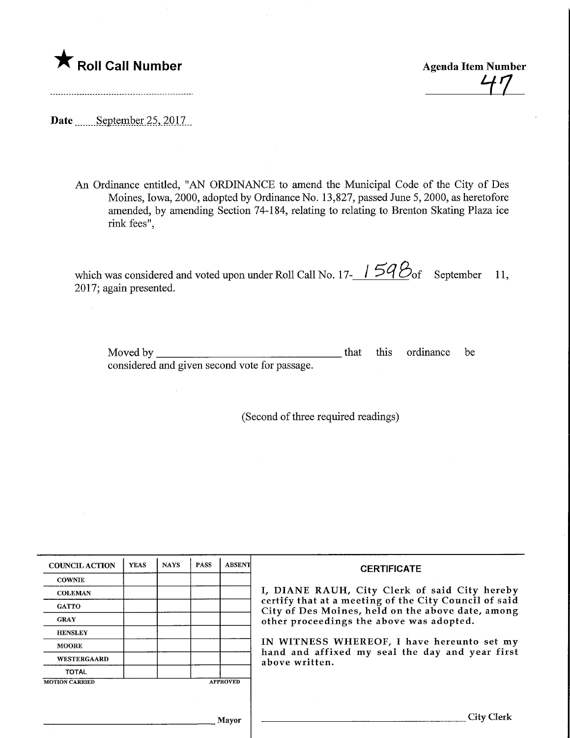★ **Roll Call Number**

**Agenda Item Number**
47

**Date** September 25, 2017

An Ordinance entitled, "AN ORDINANCE to amend the Municipal Code of the City of Des Moines, Iowa, 2000, adopted by Ordinance No. 13,827, passed June 5, 2000, as heretofore amended, by amending Section 74-184, relating to relating to Brenton Skating Plaza ice rink fees",

which was considered and voted upon under Roll Call No. 17-1598 of September 11, 2017; again presented.

Moved by ________________________________ that this ordinance be considered and given second vote for passage.

(Second of three required readings)

| COUNCIL ACTION | YEAS | NAYS | PASS | ABSENT |
|---|---|---|---|---|
| COWNIE | | | | |
| COLEMAN | | | | |
| GATTO | | | | |
| GRAY | | | | |
| HENSLEY | | | | |
| MOORE | | | | |
| WESTERGAARD | | | | |
| TOTAL | | | | |

MOTION CARRIED APPROVED

________________________________ Mayor

**CERTIFICATE**

I, DIANE RAUH, City Clerk of said City hereby certify that at a meeting of the City Council of said City of Des Moines, held on the above date, among other proceedings the above was adopted.

IN WITNESS WHEREOF, I have hereunto set my hand and affixed my seal the day and year first above written.

________________________________ City Clerk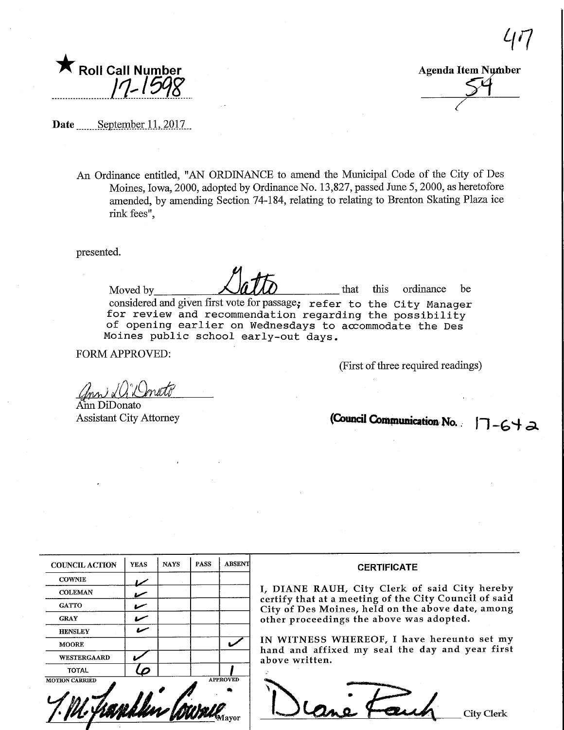47

★ **Roll Call Number**

17-1598

**Agenda Item Number**

54

**Date** September 11, 2017

An Ordinance entitled, "AN ORDINANCE to amend the Municipal Code of the City of Des Moines, Iowa, 2000, adopted by Ordinance No. 13,827, passed June 5, 2000, as heretofore amended, by amending Section 74-184, relating to relating to Brenton Skating Plaza ice rink fees",

presented.

Moved by Gatto that this ordinance be considered and given first vote for passage; refer to the City Manager for review and recommendation regarding the possibility of opening earlier on Wednesdays to accommodate the Des Moines public school early-out days.

FORM APPROVED:

(First of three required readings)

Ann DiDonato
Assistant City Attorney

**(Council Communication No. 17-642**

| COUNCIL ACTION | YEAS | NAYS | PASS | ABSENT |
|---|---|---|---|---|
| COWNIE | ✓ | | | |
| COLEMAN | ✓ | | | |
| GATTO | ✓ | | | |
| GRAY | ✓ | | | |
| HENSLEY | ✓ | | | |
| MOORE | | | | ✓ |
| WESTERGAARD | ✓ | | | |
| TOTAL | 6 | | | 1 |

MOTION CARRIED APPROVED

T.M. Franklin Cownie, Mayor

**CERTIFICATE**

I, DIANE RAUH, City Clerk of said City hereby certify that at a meeting of the City Council of said City of Des Moines, held on the above date, among other proceedings the above was adopted.

IN WITNESS WHEREOF, I have hereunto set my hand and affixed my seal the day and year first above written.

Diane Rauh, City Clerk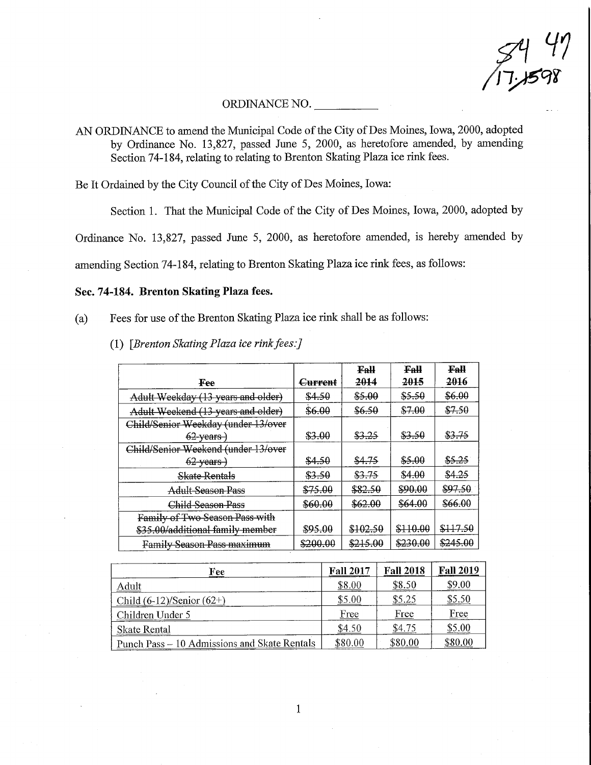54 47
17-1598

ORDINANCE NO. \_\_\_\_\_\_\_\_\_\_

AN ORDINANCE to amend the Municipal Code of the City of Des Moines, Iowa, 2000, adopted by Ordinance No. 13,827, passed June 5, 2000, as heretofore amended, by amending Section 74-184, relating to relating to Brenton Skating Plaza ice rink fees.

Be It Ordained by the City Council of the City of Des Moines, Iowa:

Section 1. That the Municipal Code of the City of Des Moines, Iowa, 2000, adopted by Ordinance No. 13,827, passed June 5, 2000, as heretofore amended, is hereby amended by amending Section 74-184, relating to Brenton Skating Plaza ice rink fees, as follows:

**Sec. 74-184. Brenton Skating Plaza fees.**

(a) Fees for use of the Brenton Skating Plaza ice rink shall be as follows:

(1) *[Brenton Skating Plaza ice rink fees:]*

| ~~Fee~~ | ~~Current~~ | ~~Fall 2014~~ | ~~Fall 2015~~ | ~~Fall 2016~~ |
|---|---|---|---|---|
| ~~Adult Weekday (13 years and older)~~ | ~~$4.50~~ | ~~$5.00~~ | ~~$5.50~~ | ~~$6.00~~ |
| ~~Adult Weekend (13 years and older)~~ | ~~$6.00~~ | ~~$6.50~~ | ~~$7.00~~ | ~~$7.50~~ |
| ~~Child/Senior Weekday (under 13/over 62 years)~~ | ~~$3.00~~ | ~~$3.25~~ | ~~$3.50~~ | ~~$3.75~~ |
| ~~Child/Senior Weekend (under 13/over 62 years)~~ | ~~$4.50~~ | ~~$4.75~~ | ~~$5.00~~ | ~~$5.25~~ |
| ~~Skate Rentals~~ | ~~$3.50~~ | ~~$3.75~~ | ~~$4.00~~ | ~~$4.25~~ |
| ~~Adult Season Pass~~ | ~~$75.00~~ | ~~$82.50~~ | ~~$90.00~~ | ~~$97.50~~ |
| ~~Child Season Pass~~ | ~~$60.00~~ | ~~$62.00~~ | ~~$64.00~~ | ~~$66.00~~ |
| ~~Family of Two Season Pass with $35.00/additional family member~~ | ~~$95.00~~ | ~~$102.50~~ | ~~$110.00~~ | ~~$117.50~~ |
| ~~Family Season Pass maximum~~ | ~~$200.00~~ | ~~$215.00~~ | ~~$230.00~~ | ~~$245.00~~ |

| <u>Fee</u> | <u>Fall 2017</u> | <u>Fall 2018</u> | <u>Fall 2019</u> |
|---|---|---|---|
| <u>Adult</u> | <u>$8.00</u> | <u>$8.50</u> | <u>$9.00</u> |
| <u>Child (6-12)/Senior (62+)</u> | <u>$5.00</u> | <u>$5.25</u> | <u>$5.50</u> |
| <u>Children Under 5</u> | <u>Free</u> | <u>Free</u> | <u>Free</u> |
| <u>Skate Rental</u> | <u>$4.50</u> | <u>$4.75</u> | <u>$5.00</u> |
| <u>Punch Pass – 10 Admissions and Skate Rentals</u> | <u>$80.00</u> | <u>$80.00</u> | <u>$80.00</u> |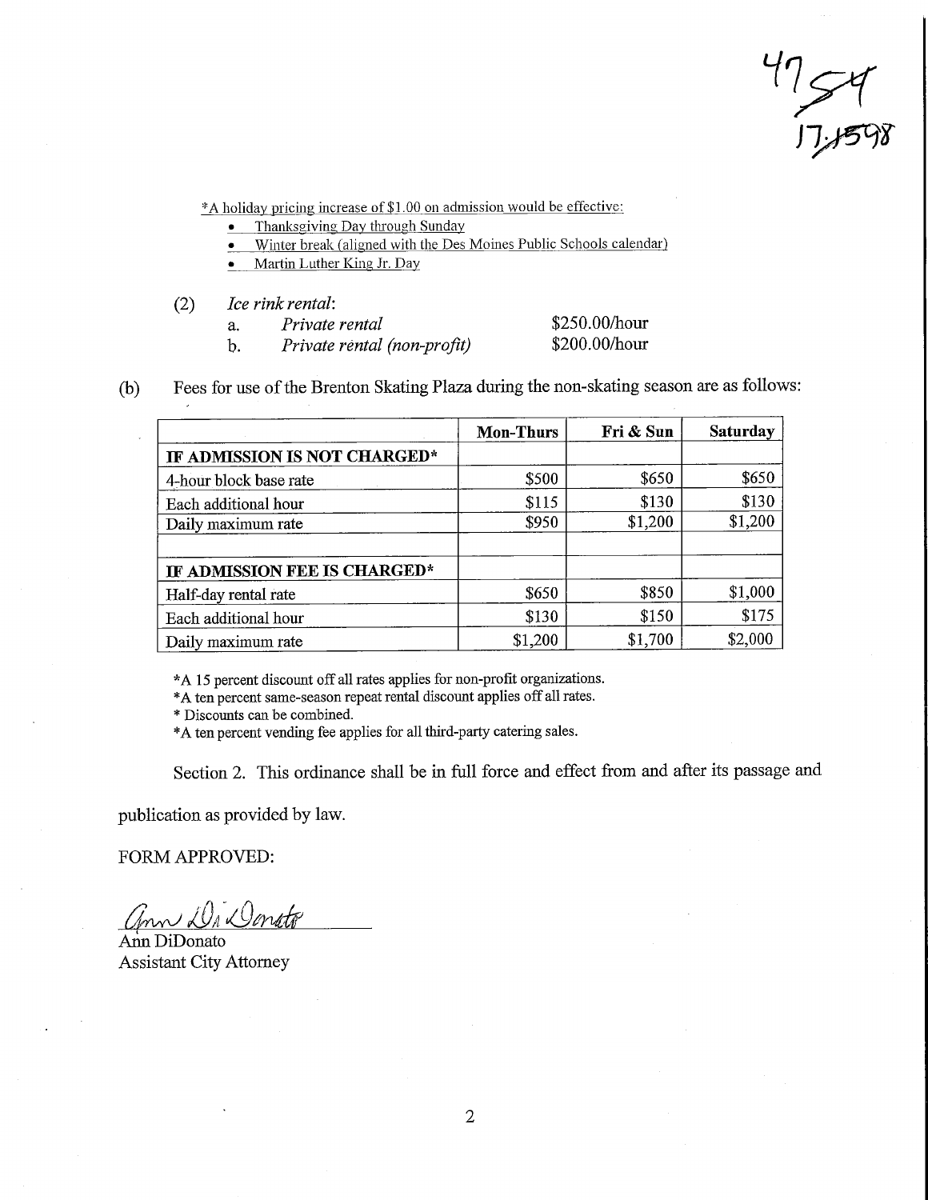47 54
17-1598

*A holiday pricing increase of $1.00 on admission would be effective:

- Thanksgiving Day through Sunday
- Winter break (aligned with the Des Moines Public Schools calendar)
- Martin Luther King Jr. Day

(2) *Ice rink rental*:

a. *Private rental* $250.00/hour

b. *Private rental (non-profit)* $200.00/hour

(b) Fees for use of the Brenton Skating Plaza during the non-skating season are as follows:

| | Mon-Thurs | Fri & Sun | Saturday |
|---|---|---|---|
| **IF ADMISSION IS NOT CHARGED*** | | | |
| 4-hour block base rate | $500 | $650 | $650 |
| Each additional hour | $115 | $130 | $130 |
| Daily maximum rate | $950 | $1,200 | $1,200 |
| | | | |
| **IF ADMISSION FEE IS CHARGED*** | | | |
| Half-day rental rate | $650 | $850 | $1,000 |
| Each additional hour | $130 | $150 | $175 |
| Daily maximum rate | $1,200 | $1,700 | $2,000 |

*A 15 percent discount off all rates applies for non-profit organizations.
*A ten percent same-season repeat rental discount applies off all rates.
* Discounts can be combined.
*A ten percent vending fee applies for all third-party catering sales.

Section 2. This ordinance shall be in full force and effect from and after its passage and publication as provided by law.

FORM APPROVED:

Ann DiDonato

Ann DiDonato
Assistant City Attorney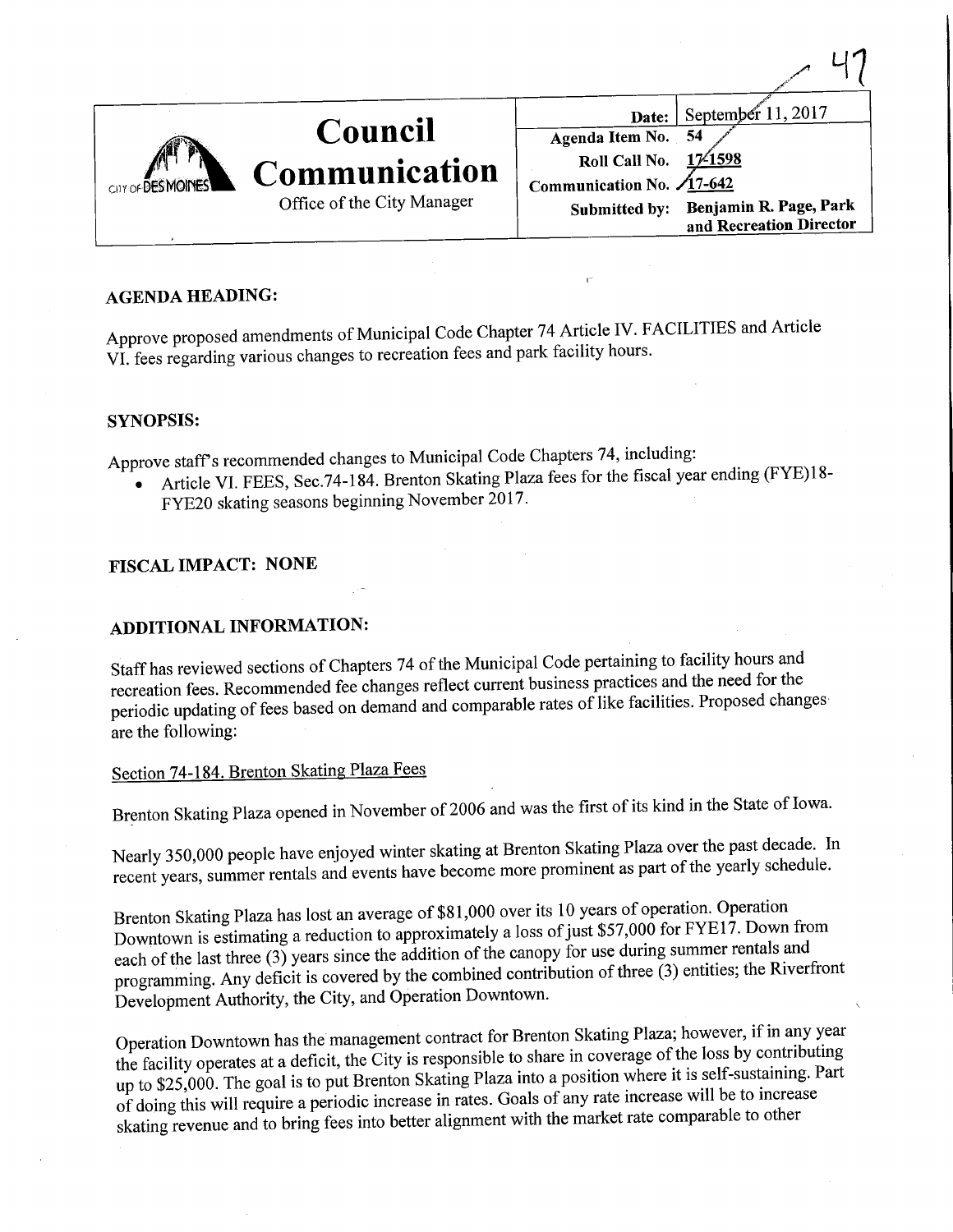# Council Communication

Office of the City Manager

| | |
|---|---|
| Date: | September 11, 2017 |
| Agenda Item No. | 54 |
| Roll Call No. | 17-1598 |
| Communication No. | 17-642 |
| Submitted by: | Benjamin R. Page, Park and Recreation Director |

## AGENDA HEADING:

Approve proposed amendments of Municipal Code Chapter 74 Article IV. FACILITIES and Article VI. fees regarding various changes to recreation fees and park facility hours.

## SYNOPSIS:

Approve staff's recommended changes to Municipal Code Chapters 74, including:

- Article VI. FEES, Sec.74-184. Brenton Skating Plaza fees for the fiscal year ending (FYE)18-FYE20 skating seasons beginning November 2017.

## FISCAL IMPACT: NONE

## ADDITIONAL INFORMATION:

Staff has reviewed sections of Chapters 74 of the Municipal Code pertaining to facility hours and recreation fees. Recommended fee changes reflect current business practices and the need for the periodic updating of fees based on demand and comparable rates of like facilities. Proposed changes are the following:

Section 74-184. Brenton Skating Plaza Fees

Brenton Skating Plaza opened in November of 2006 and was the first of its kind in the State of Iowa.

Nearly 350,000 people have enjoyed winter skating at Brenton Skating Plaza over the past decade. In recent years, summer rentals and events have become more prominent as part of the yearly schedule.

Brenton Skating Plaza has lost an average of $81,000 over its 10 years of operation. Operation Downtown is estimating a reduction to approximately a loss of just $57,000 for FYE17. Down from each of the last three (3) years since the addition of the canopy for use during summer programming. Any deficit is covered by the combined contribution of three (3) entities; the Riverfront Development Authority, the City, and Operation Downtown.

Operation Downtown has the management contract for Brenton Skating Plaza; however, if in any year the facility operates at a deficit, the City is responsible to share in coverage of the loss by contributing up to $25,000. The goal is to put Brenton Skating Plaza into a position where it is self-sustaining. Part of doing this will require a periodic increase in rates. Goals of any rate increase will be to increase skating revenue and to bring fees into better alignment with the market rate comparable to other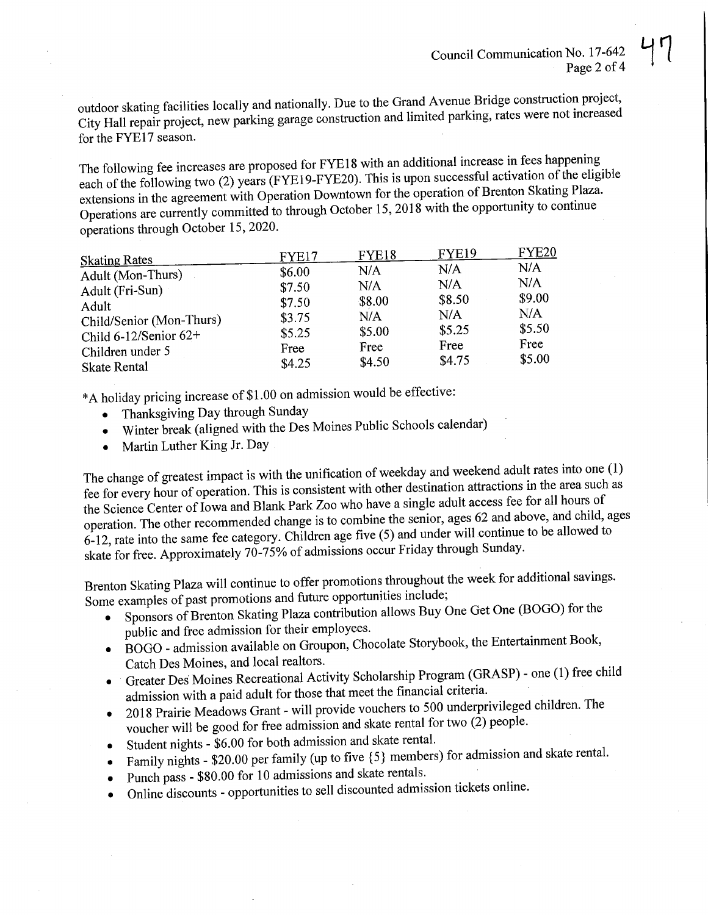outdoor skating facilities locally and nationally. Due to the Grand Avenue Bridge construction project, City Hall repair project, new parking garage construction and limited parking, rates were not increased for the FYE17 season.

The following fee increases are proposed for FYE18 with an additional increase in fees happening each of the following two (2) years (FYE19-FYE20). This is upon successful activation of the eligible extensions in the agreement with Operation Downtown for the operation of Brenton Skating Plaza. Operations are currently committed to through October 15, 2018 with the opportunity to continue operations through October 15, 2020.

| Skating Rates | FYE17 | FYE18 | FYE19 | FYE20 |
|---|---|---|---|---|
| Adult (Mon-Thurs) | $6.00 | N/A | N/A | N/A |
| Adult (Fri-Sun) | $7.50 | N/A | N/A | N/A |
| Adult | $7.50 | $8.00 | $8.50 | $9.00 |
| Child/Senior (Mon-Thurs) | $3.75 | N/A | N/A | N/A |
| Child 6-12/Senior 62+ | $5.25 | $5.00 | $5.25 | $5.50 |
| Children under 5 | Free | Free | Free | Free |
| Skate Rental | $4.25 | $4.50 | $4.75 | $5.00 |

*A holiday pricing increase of $1.00 on admission would be effective:

- Thanksgiving Day through Sunday
- Winter break (aligned with the Des Moines Public Schools calendar)
- Martin Luther King Jr. Day

The change of greatest impact is with the unification of weekday and weekend adult rates into one (1) fee for every hour of operation. This is consistent with other destination attractions in the area such as the Science Center of Iowa and Blank Park Zoo who have a single adult access fee for all hours of operation. The other recommended change is to combine the senior, ages 62 and above, and child, ages 6-12, rate into the same fee category. Children age five (5) and under will continue to be allowed to skate for free. Approximately 70-75% of admissions occur Friday through Sunday.

Brenton Skating Plaza will continue to offer promotions throughout the week for additional savings. Some examples of past promotions and future opportunities include;

- Sponsors of Brenton Skating Plaza contribution allows Buy One Get One (BOGO) for the public and free admission for their employees.
- BOGO - admission available on Groupon, Chocolate Storybook, the Entertainment Book, Catch Des Moines, and local realtors.
- Greater Des Moines Recreational Activity Scholarship Program (GRASP) - one (1) free child admission with a paid adult for those that meet the financial criteria.
- 2018 Prairie Meadows Grant - will provide vouchers to 500 underprivileged children. The voucher will be good for free admission and skate rental for two (2) people.
- Student nights - $6.00 for both admission and skate rental.
- Family nights - $20.00 per family (up to five {5} members) for admission and skate rental.
- Punch pass - $80.00 for 10 admissions and skate rentals.
- Online discounts - opportunities to sell discounted admission tickets online.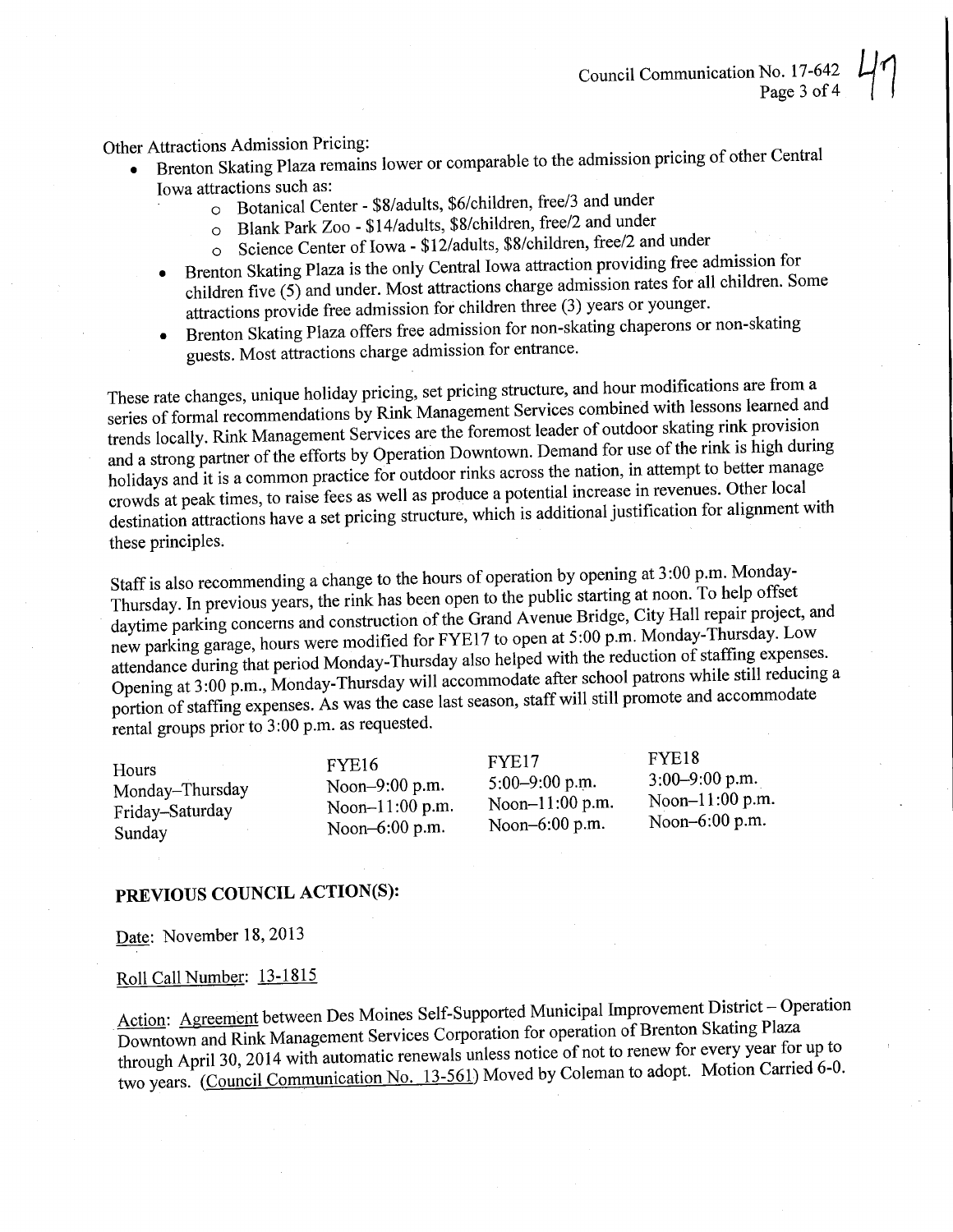Other Attractions Admission Pricing:

- Brenton Skating Plaza remains lower or comparable to the admission pricing of other Central Iowa attractions such as:
    - Botanical Center - $8/adults, $6/children, free/3 and under
    - Blank Park Zoo - $14/adults, $8/children, free/2 and under
    - Science Center of Iowa - $12/adults, $8/children, free/2 and under
- Brenton Skating Plaza is the only Central Iowa attraction providing free admission for children five (5) and under. Most attractions charge admission rates for all children. Some attractions provide free admission for children three (3) years or younger.
- Brenton Skating Plaza offers free admission for non-skating chaperons or non-skating guests. Most attractions charge admission for entrance.

These rate changes, unique holiday pricing, set pricing structure, and hour modifications are from a series of formal recommendations by Rink Management Services combined with lessons learned and trends locally. Rink Management Services are the foremost leader of outdoor skating rink provision and a strong partner of the efforts by Operation Downtown. Demand for use of the rink is high during holidays and it is a common practice for outdoor rinks across the nation, in attempt to better manage crowds at peak times, to raise fees as well as produce a potential increase in revenues. Other local destination attractions have a set pricing structure, which is additional justification for alignment with these principles.

Staff is also recommending a change to the hours of operation by opening at 3:00 p.m. Monday-Thursday. In previous years, the rink has been open to the public starting at noon. To help offset daytime parking concerns and construction of the Grand Avenue Bridge, City Hall repair project, and new parking garage, hours were modified for FYE17 to open at 5:00 p.m. Monday-Thursday. Low attendance during that period Monday-Thursday also helped with the reduction of staffing expenses. Opening at 3:00 p.m., Monday-Thursday will accommodate after school patrons while still reducing a portion of staffing expenses. As was the case last season, staff will still promote and accommodate rental groups prior to 3:00 p.m. as requested.

| Hours | FYE16 | FYE17 | FYE18 |
|---|---|---|---|
| Monday–Thursday | Noon–9:00 p.m. | 5:00–9:00 p.m. | 3:00–9:00 p.m. |
| Friday–Saturday | Noon–11:00 p.m. | Noon–11:00 p.m. | Noon–11:00 p.m. |
| Sunday | Noon–6:00 p.m. | Noon–6:00 p.m. | Noon–6:00 p.m. |

## PREVIOUS COUNCIL ACTION(S):

Date: November 18, 2013

Roll Call Number: 13-1815

Action: Agreement between Des Moines Self-Supported Municipal Improvement District – Operation Downtown and Rink Management Services Corporation for operation of Brenton Skating Plaza through April 30, 2014 with automatic renewals unless notice of not to renew for every year for up to two years. (Council Communication No. 13-561) Moved by Coleman to adopt. Motion Carried 6-0.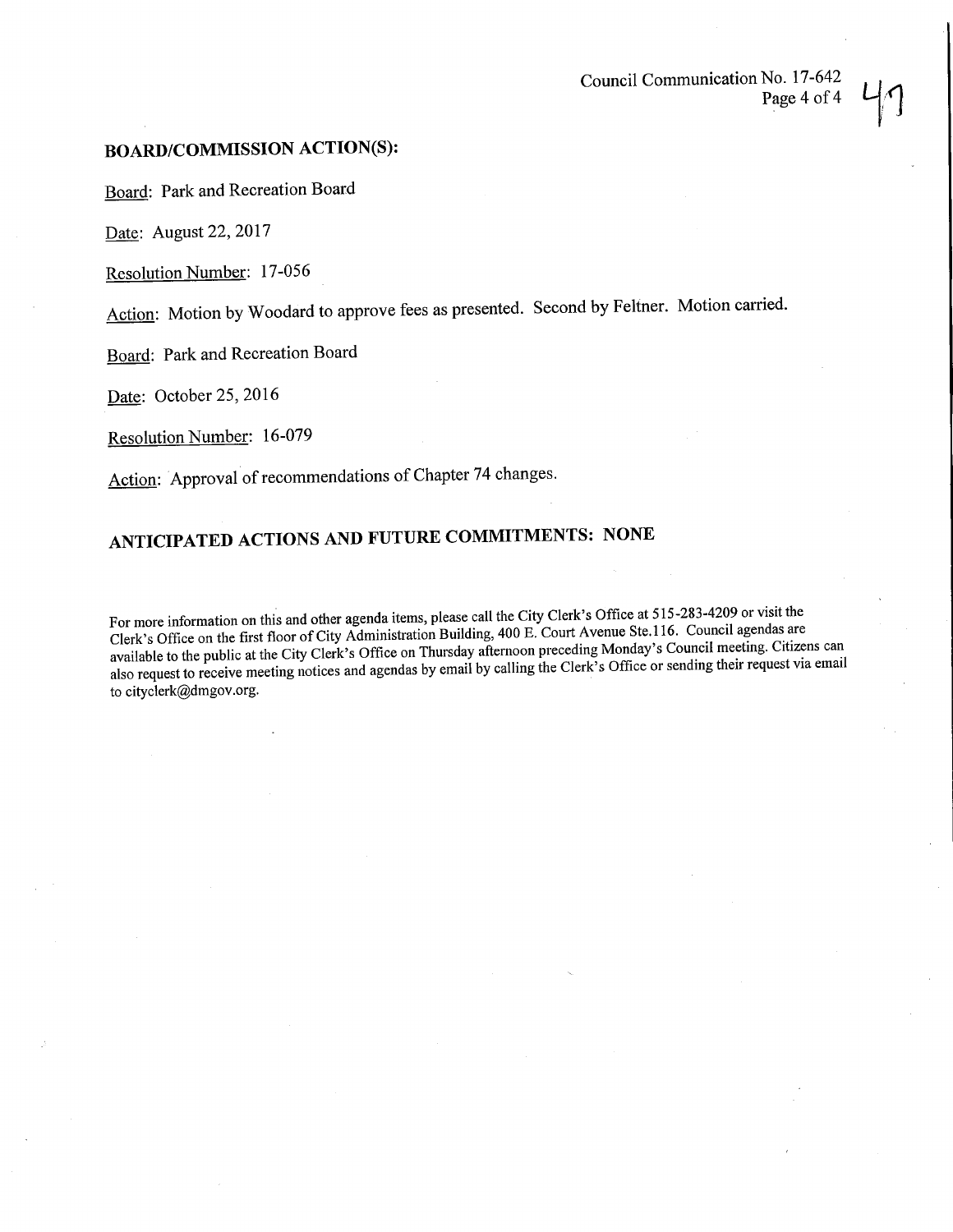## BOARD/COMMISSION ACTION(S):

Board: Park and Recreation Board

Date: August 22, 2017

Resolution Number: 17-056

Action: Motion by Woodard to approve fees as presented. Second by Feltner. Motion carried.

Board: Park and Recreation Board

Date: October 25, 2016

Resolution Number: 16-079

Action: Approval of recommendations of Chapter 74 changes.

## ANTICIPATED ACTIONS AND FUTURE COMMITMENTS: NONE

For more information on this and other agenda items, please call the City Clerk's Office at 515-283-4209 or visit the Clerk's Office on the first floor of City Administration Building, 400 E. Court Avenue Ste.116. Council agendas are available to the public at the City Clerk's Office on Thursday afternoon preceding Monday's Council meeting. Citizens can also request to receive meeting notices and agendas by email by calling the Clerk's Office or sending their request via email to cityclerk@dmgov.org.